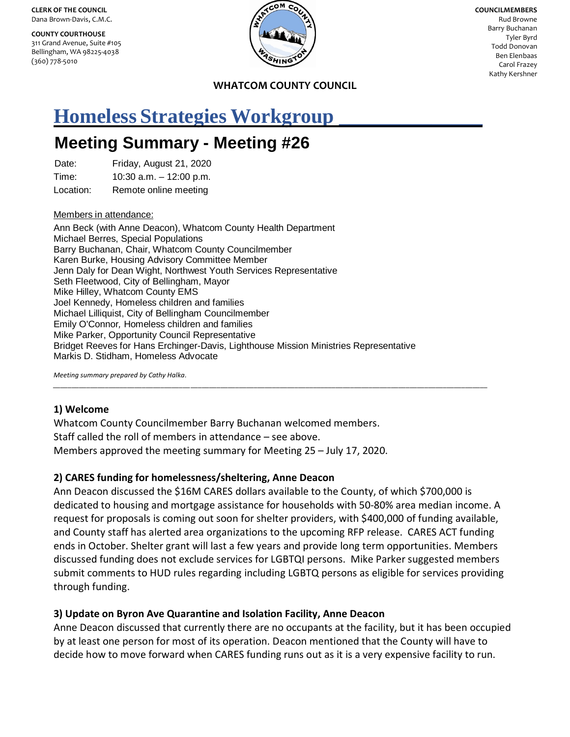**CLERK OF THE COUNCIL**
Dana Brown-Davis, C.M.C.

**COUNTY COURTHOUSE**
311 Grand Avenue, Suite #105
Bellingham, WA 98225-4038
(360) 778-5010

**COUNCILMEMBERS**
Rud Browne
Barry Buchanan
Tyler Byrd
Todd Donovan
Ben Elenbaas
Carol Frazey
Kathy Kershner

**WHATCOM COUNTY COUNCIL**

# Homeless Strategies Workgroup

## Meeting Summary - Meeting #26

Date: Friday, August 21, 2020
Time: 10:30 a.m. – 12:00 p.m.
Location: Remote online meeting

Members in attendance:

Ann Beck (with Anne Deacon), Whatcom County Health Department
Michael Berres, Special Populations
Barry Buchanan, Chair, Whatcom County Councilmember
Karen Burke, Housing Advisory Committee Member
Jenn Daly for Dean Wight, Northwest Youth Services Representative
Seth Fleetwood, City of Bellingham, Mayor
Mike Hilley, Whatcom County EMS
Joel Kennedy, Homeless children and families
Michael Lilliquist, City of Bellingham Councilmember
Emily O'Connor, Homeless children and families
Mike Parker, Opportunity Council Representative
Bridget Reeves for Hans Erchinger-Davis, Lighthouse Mission Ministries Representative
Markis D. Stidham, Homeless Advocate

*Meeting summary prepared by Cathy Halka.*

---

### 1) Welcome

Whatcom County Councilmember Barry Buchanan welcomed members.
Staff called the roll of members in attendance – see above.
Members approved the meeting summary for Meeting 25 – July 17, 2020.

### 2) CARES funding for homelessness/sheltering, Anne Deacon

Ann Deacon discussed the $16M CARES dollars available to the County, of which $700,000 is dedicated to housing and mortgage assistance for households with 50-80% area median income. A request for proposals is coming out soon for shelter providers, with $400,000 of funding available, and County staff has alerted area organizations to the upcoming RFP release. CARES ACT funding ends in October. Shelter grant will last a few years and provide long term opportunities. Members discussed funding does not exclude services for LGBTQI persons. Mike Parker suggested members submit comments to HUD rules regarding including LGBTQ persons as eligible for services providing through funding.

### 3) Update on Byron Ave Quarantine and Isolation Facility, Anne Deacon

Anne Deacon discussed that currently there are no occupants at the facility, but it has been occupied by at least one person for most of its operation. Deacon mentioned that the County will have to decide how to move forward when CARES funding runs out as it is a very expensive facility to run.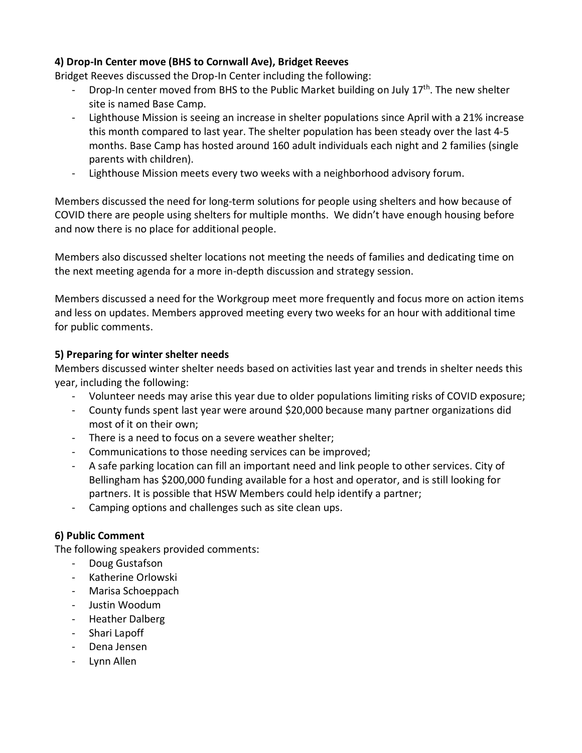**4) Drop-In Center move (BHS to Cornwall Ave), Bridget Reeves**

Bridget Reeves discussed the Drop-In Center including the following:

- Drop-In center moved from BHS to the Public Market building on July 17th. The new shelter site is named Base Camp.
- Lighthouse Mission is seeing an increase in shelter populations since April with a 21% increase this month compared to last year. The shelter population has been steady over the last 4-5 months. Base Camp has hosted around 160 adult individuals each night and 2 families (single parents with children).
- Lighthouse Mission meets every two weeks with a neighborhood advisory forum.

Members discussed the need for long-term solutions for people using shelters and how because of COVID there are people using shelters for multiple months. We didn't have enough housing before and now there is no place for additional people.

Members also discussed shelter locations not meeting the needs of families and dedicating time on the next meeting agenda for a more in-depth discussion and strategy session.

Members discussed a need for the Workgroup meet more frequently and focus more on action items and less on updates. Members approved meeting every two weeks for an hour with additional time for public comments.

**5) Preparing for winter shelter needs**

Members discussed winter shelter needs based on activities last year and trends in shelter needs this year, including the following:

- Volunteer needs may arise this year due to older populations limiting risks of COVID exposure;
- County funds spent last year were around $20,000 because many partner organizations did most of it on their own;
- There is a need to focus on a severe weather shelter;
- Communications to those needing services can be improved;
- A safe parking location can fill an important need and link people to other services. City of Bellingham has $200,000 funding available for a host and operator, and is still looking for partners. It is possible that HSW Members could help identify a partner;
- Camping options and challenges such as site clean ups.

**6) Public Comment**

The following speakers provided comments:

- Doug Gustafson
- Katherine Orlowski
- Marisa Schoeppach
- Justin Woodum
- Heather Dalberg
- Shari Lapoff
- Dena Jensen
- Lynn Allen